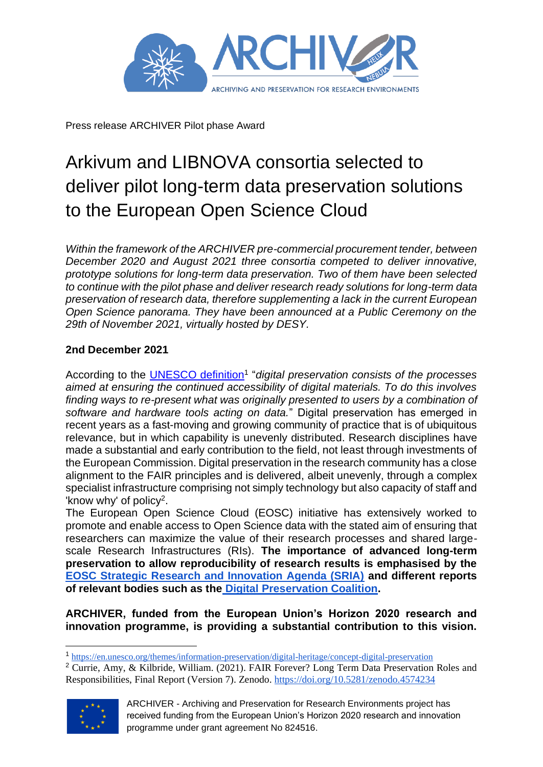Press release ARCHIVER Pilot phase Award

# Arkivum and LIBNOVA consortia selected to deliver pilot long-term data preservation solutions to the European Open Science Cloud

*Within the framework of the ARCHIVER pre-commercial procurement tender, between December 2020 and August 2021 three consortia competed to deliver innovative, prototype solutions for long-term data preservation. Two of them have been selected to continue with the pilot phase and deliver research ready solutions for long-term data preservation of research data, therefore supplementing a lack in the current European Open Science panorama. They have been announced at a Public Ceremony on the 29th of November 2021, virtually hosted by DESY.*

**2nd December 2021**

According to the [UNESCO definition](https://en.unesco.org/themes/information-preservation/digital-heritage/concept-digital-preservation)[1] "*digital preservation consists of the processes aimed at ensuring the continued accessibility of digital materials. To do this involves finding ways to re-present what was originally presented to users by a combination of software and hardware tools acting on data.*" Digital preservation has emerged in recent years as a fast-moving and growing community of practice that is of ubiquitous relevance, but in which capability is unevenly distributed. Research disciplines have made a substantial and early contribution to the field, not least through investments of the European Commission. Digital preservation in the research community has a close alignment to the FAIR principles and is delivered, albeit unevenly, through a complex specialist infrastructure comprising not simply technology but also capacity of staff and 'know why' of policy[2].

The European Open Science Cloud (EOSC) initiative has extensively worked to promote and enable access to Open Science data with the stated aim of ensuring that researchers can maximize the value of their research processes and shared large-scale Research Infrastructures (RIs). **The importance of advanced long-term preservation to allow reproducibility of research results is emphasised by the [EOSC Strategic Research and Innovation Agenda (SRIA)](#) and different reports of relevant bodies such as the [Digital Preservation Coalition](#).**

**ARCHIVER, funded from the European Union's Horizon 2020 research and innovation programme, is providing a substantial contribution to this vision.**

---

[1] https://en.unesco.org/themes/information-preservation/digital-heritage/concept-digital-preservation

[2] Currie, Amy, & Kilbride, William. (2021). FAIR Forever? Long Term Data Preservation Roles and Responsibilities, Final Report (Version 7). Zenodo. https://doi.org/10.5281/zenodo.4574234

ARCHIVER - Archiving and Preservation for Research Environments project has received funding from the European Union's Horizon 2020 research and innovation programme under grant agreement No 824516.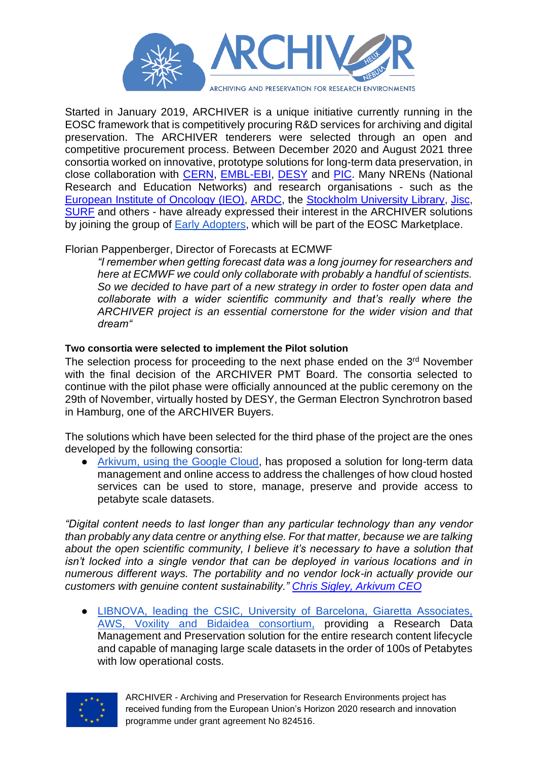Started in January 2019, ARCHIVER is a unique initiative currently running in the EOSC framework that is competitively procuring R&D services for archiving and digital preservation. The ARCHIVER tenderers were selected through an open and competitive procurement process. Between December 2020 and August 2021 three consortia worked on innovative, prototype solutions for long-term data preservation, in close collaboration with CERN, EMBL-EBI, DESY and PIC. Many NRENs (National Research and Education Networks) and research organisations - such as the European Institute of Oncology (IEO), ARDC, the Stockholm University Library, Jisc, SURF and others - have already expressed their interest in the ARCHIVER solutions by joining the group of Early Adopters, which will be part of the EOSC Marketplace.

Florian Pappenberger, Director of Forecasts at ECMWF

> *"I remember when getting forecast data was a long journey for researchers and here at ECMWF we could only collaborate with probably a handful of scientists. So we decided to have part of a new strategy in order to foster open data and collaborate with a wider scientific community and that's really where the ARCHIVER project is an essential cornerstone for the wider vision and that dream"*

**Two consortia were selected to implement the Pilot solution**

The selection process for proceeding to the next phase ended on the 3rd November with the final decision of the ARCHIVER PMT Board. The consortia selected to continue with the pilot phase were officially announced at the public ceremony on the 29th of November, virtually hosted by DESY, the German Electron Synchrotron based in Hamburg, one of the ARCHIVER Buyers.

The solutions which have been selected for the third phase of the project are the ones developed by the following consortia:

- Arkivum, using the Google Cloud, has proposed a solution for long-term data management and online access to address the challenges of how cloud hosted services can be used to store, manage, preserve and provide access to petabyte scale datasets.

*"Digital content needs to last longer than any particular technology than any vendor than probably any data centre or anything else. For that matter, because we are talking about the open scientific community, I believe it's necessary to have a solution that isn't locked into a single vendor that can be deployed in various locations and in numerous different ways. The portability and no vendor lock-in actually provide our customers with genuine content sustainability."* Chris Sigley, Arkivum CEO

- LIBNOVA, leading the CSIC, University of Barcelona, Giaretta Associates, AWS, Voxility and Bidaidea consortium, providing a Research Data Management and Preservation solution for the entire research content lifecycle and capable of managing large scale datasets in the order of 100s of Petabytes with low operational costs.

ARCHIVER - Archiving and Preservation for Research Environments project has received funding from the European Union's Horizon 2020 research and innovation programme under grant agreement No 824516.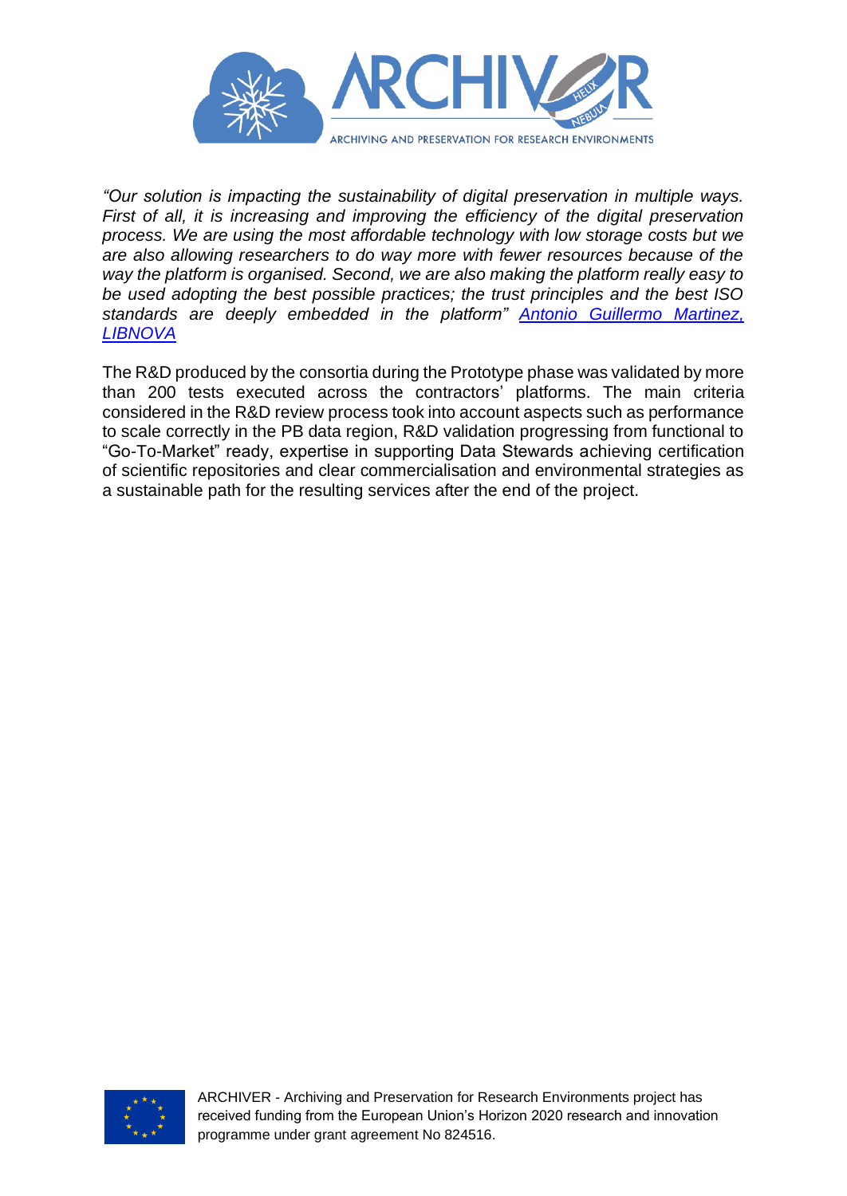*"Our solution is impacting the sustainability of digital preservation in multiple ways. First of all, it is increasing and improving the efficiency of the digital preservation process. We are using the most affordable technology with low storage costs but we are also allowing researchers to do way more with fewer resources because of the way the platform is organised. Second, we are also making the platform really easy to be used adopting the best possible practices; the trust principles and the best ISO standards are deeply embedded in the platform"* [Antonio Guillermo Martinez, LIBNOVA]

The R&D produced by the consortia during the Prototype phase was validated by more than 200 tests executed across the contractors' platforms. The main criteria considered in the R&D review process took into account aspects such as performance to scale correctly in the PB data region, R&D validation progressing from functional to "Go-To-Market" ready, expertise in supporting Data Stewards achieving certification of scientific repositories and clear commercialisation and environmental strategies as a sustainable path for the resulting services after the end of the project.